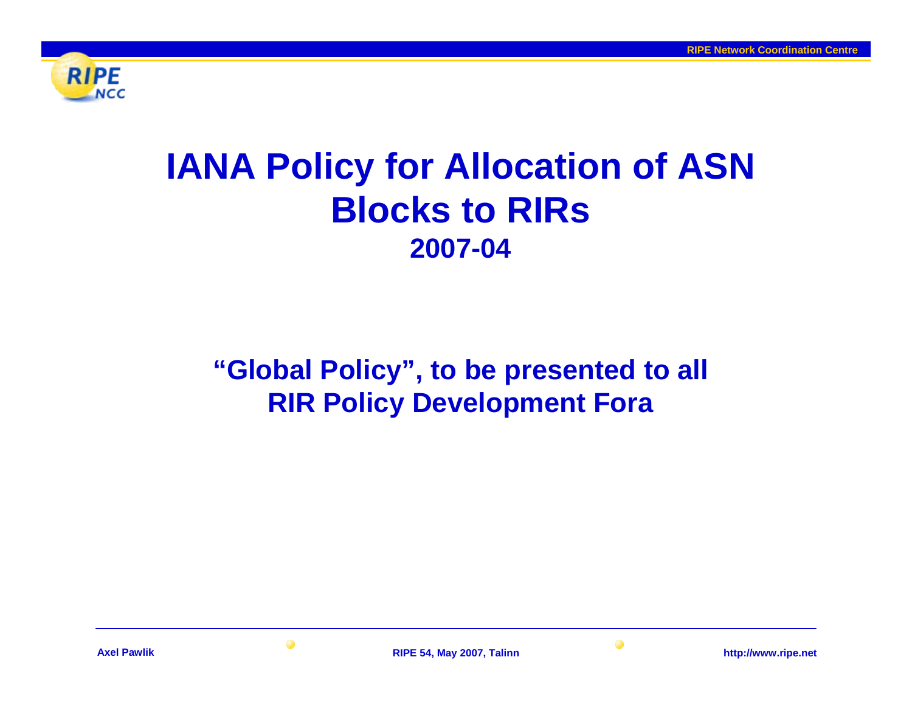# IANA Policy for Allocation of ASN Blocks to RIRs

## 2007-04

**"Global Policy", to be presented to all RIR Policy Development Fora**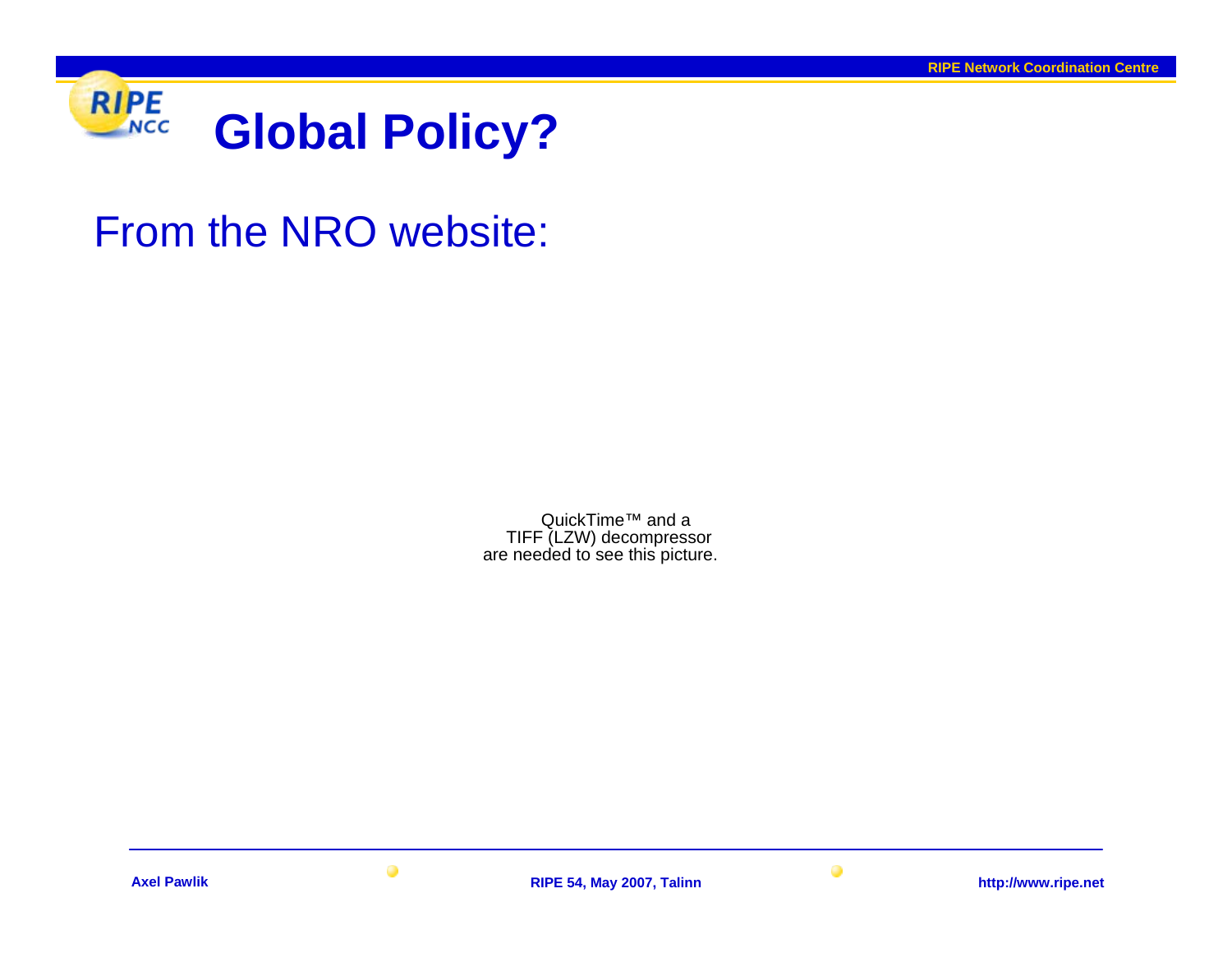# Global Policy?

From the NRO website:

QuickTime™ and a
TIFF (LZW) decompressor
are needed to see this picture.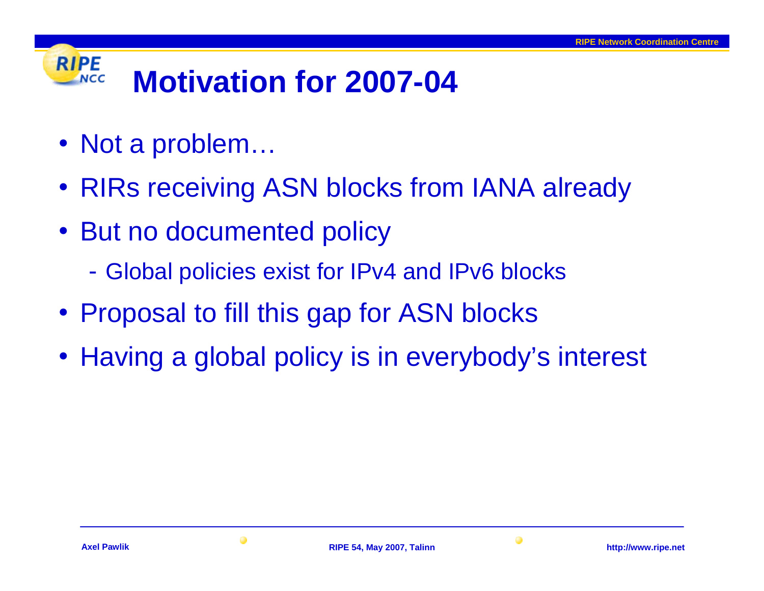# Motivation for 2007-04

- Not a problem…
- RIRs receiving ASN blocks from IANA already
- But no documented policy
  - Global policies exist for IPv4 and IPv6 blocks
- Proposal to fill this gap for ASN blocks
- Having a global policy is in everybody's interest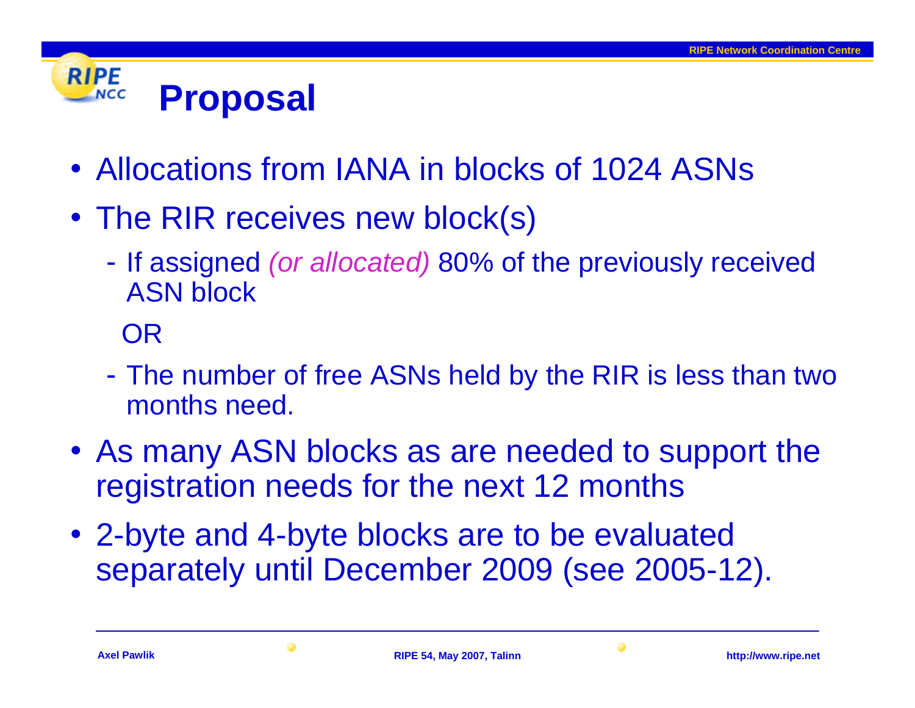# Proposal

- Allocations from IANA in blocks of 1024 ASNs
- The RIR receives new block(s)
  - If assigned *(or allocated)* 80% of the previously received ASN block

    OR

  - The number of free ASNs held by the RIR is less than two months need.
- As many ASN blocks as are needed to support the registration needs for the next 12 months
- 2-byte and 4-byte blocks are to be evaluated separately until December 2009 (see 2005-12).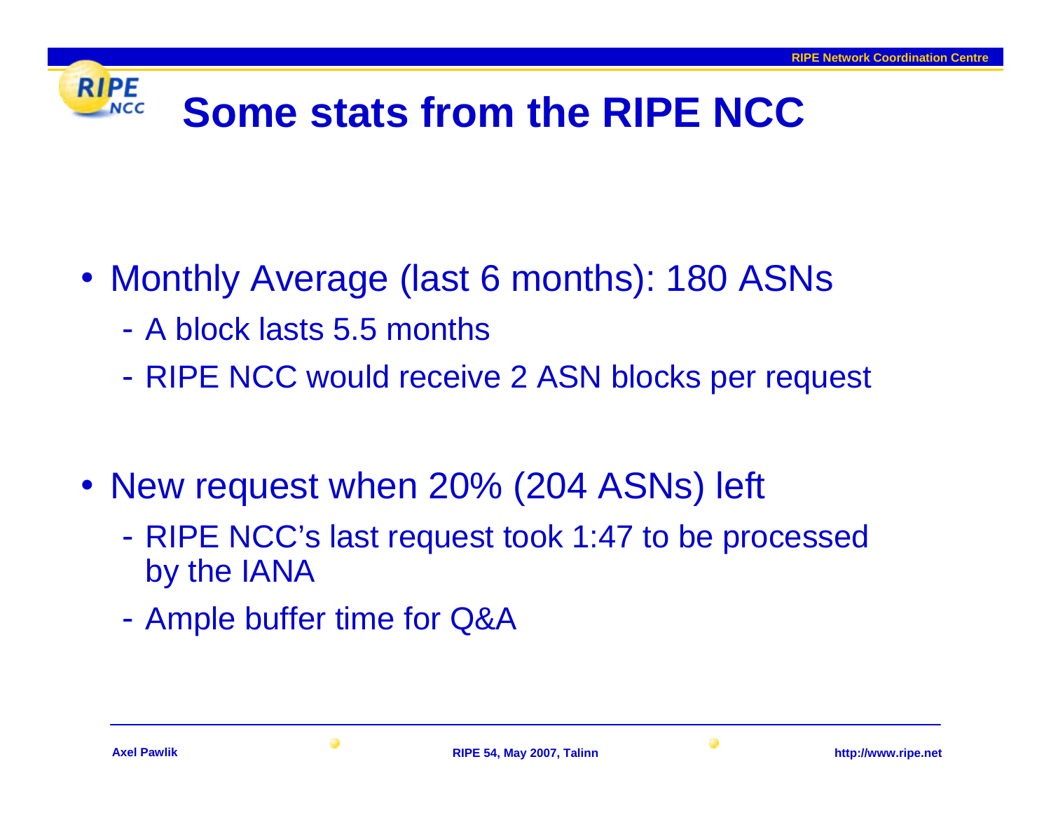# Some stats from the RIPE NCC

- Monthly Average (last 6 months): 180 ASNs
  - A block lasts 5.5 months
  - RIPE NCC would receive 2 ASN blocks per request
- New request when 20% (204 ASNs) left
  - RIPE NCC's last request took 1:47 to be processed by the IANA
  - Ample buffer time for Q&A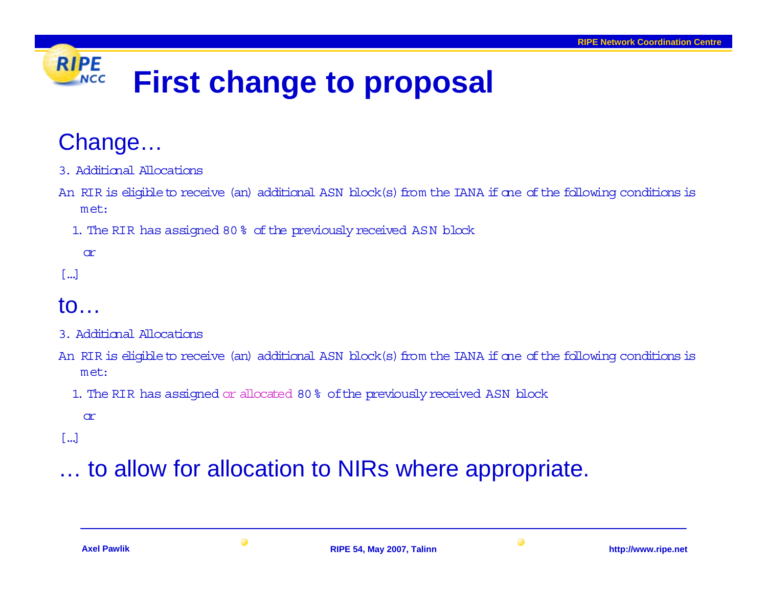# First change to proposal

## Change…

3. Additional Allocations

An RIR is eligible to receive (an) additional ASN block(s) from the IANA if one of the following conditions is met:

1. The RIR has assigned 80 % of the previously received ASN block

   or

[…]

## to…

3. Additional Allocations

An RIR is eligible to receive (an) additional ASN block(s) from the IANA if one of the following conditions is met:

1. The RIR has assigned or allocated 80 % of the previously received ASN block

   or

[…]

## … to allow for allocation to NIRs where appropriate.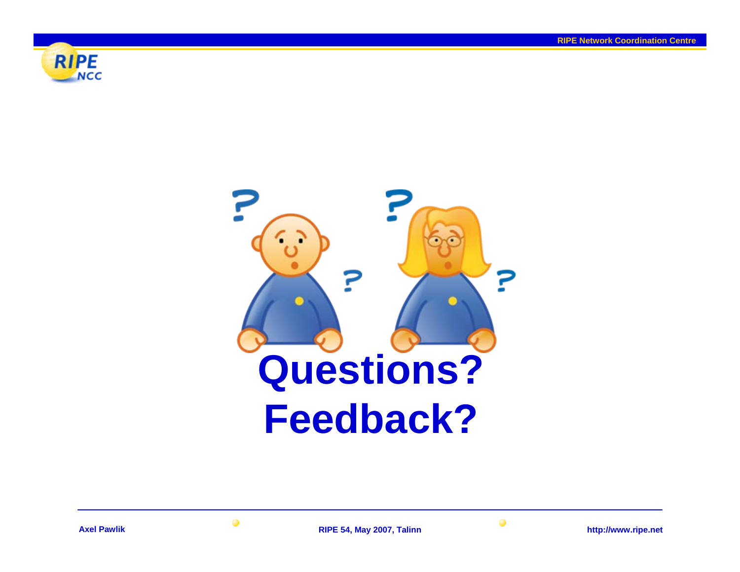# Questions?

# Feedback?